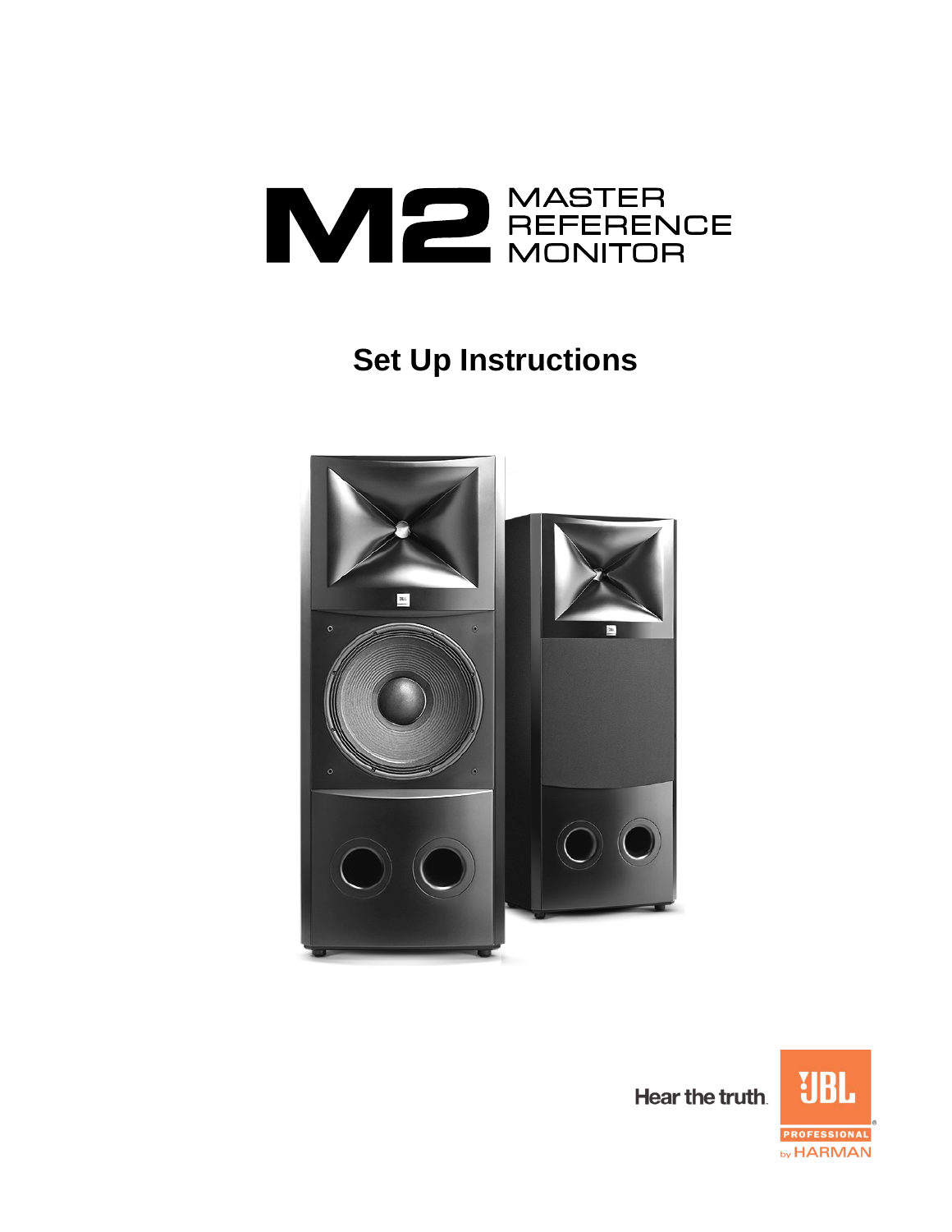# M2 MASTER REFERENCE MONITOR

## Set Up Instructions

Hear the truth.

JBL PROFESSIONAL by HARMAN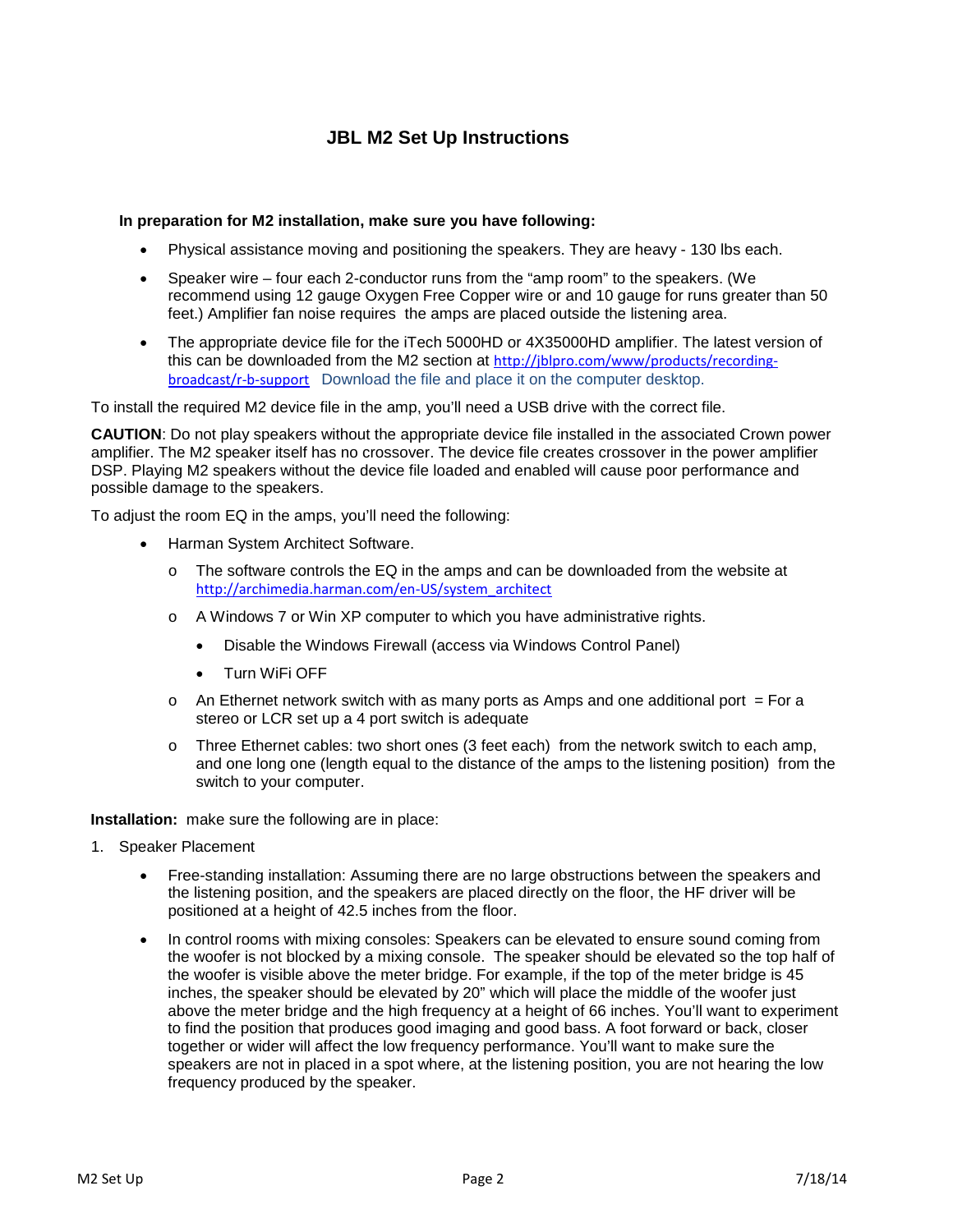# JBL M2 Set Up Instructions

**In preparation for M2 installation, make sure you have following:**

- Physical assistance moving and positioning the speakers. They are heavy - 130 lbs each.
- Speaker wire – four each 2-conductor runs from the "amp room" to the speakers. (We recommend using 12 gauge Oxygen Free Copper wire or and 10 gauge for runs greater than 50 feet.) Amplifier fan noise requires the amps are placed outside the listening area.
- The appropriate device file for the iTech 5000HD or 4X35000HD amplifier. The latest version of this can be downloaded from the M2 section at http://jblpro.com/www/products/recording-broadcast/r-b-support Download the file and place it on the computer desktop.

To install the required M2 device file in the amp, you'll need a USB drive with the correct file.

**CAUTION**: Do not play speakers without the appropriate device file installed in the associated Crown power amplifier. The M2 speaker itself has no crossover. The device file creates crossover in the power amplifier DSP. Playing M2 speakers without the device file loaded and enabled will cause poor performance and possible damage to the speakers.

To adjust the room EQ in the amps, you'll need the following:

- Harman System Architect Software.
  - The software controls the EQ in the amps and can be downloaded from the website at http://archimedia.harman.com/en-US/system_architect
  - A Windows 7 or Win XP computer to which you have administrative rights.
    - Disable the Windows Firewall (access via Windows Control Panel)
    - Turn WiFi OFF
  - An Ethernet network switch with as many ports as Amps and one additional port = For a stereo or LCR set up a 4 port switch is adequate
  - Three Ethernet cables: two short ones (3 feet each) from the network switch to each amp, and one long one (length equal to the distance of the amps to the listening position) from the switch to your computer.

**Installation:** make sure the following are in place:

1. Speaker Placement
   - Free-standing installation: Assuming there are no large obstructions between the speakers and the listening position, and the speakers are placed directly on the floor, the HF driver will be positioned at a height of 42.5 inches from the floor.
   - In control rooms with mixing consoles: Speakers can be elevated to ensure sound coming from the woofer is not blocked by a mixing console. The speaker should be elevated so the top half of the woofer is visible above the meter bridge. For example, if the top of the meter bridge is 45 inches, the speaker should be elevated by 20" which will place the middle of the woofer just above the meter bridge and the high frequency at a height of 66 inches. You'll want to experiment to find the position that produces good imaging and good bass. A foot forward or back, closer together or wider will affect the low frequency performance. You'll want to make sure the speakers are not in placed in a spot where, at the listening position, you are not hearing the low frequency produced by the speaker.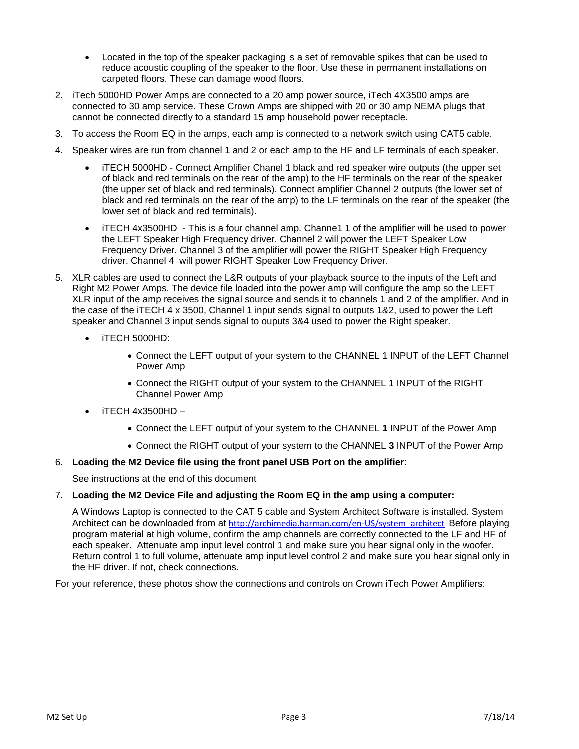- Located in the top of the speaker packaging is a set of removable spikes that can be used to reduce acoustic coupling of the speaker to the floor. Use these in permanent installations on carpeted floors. These can damage wood floors.

2. iTech 5000HD Power Amps are connected to a 20 amp power source, iTech 4X3500 amps are connected to 30 amp service. These Crown Amps are shipped with 20 or 30 amp NEMA plugs that cannot be connected directly to a standard 15 amp household power receptacle.
3. To access the Room EQ in the amps, each amp is connected to a network switch using CAT5 cable.
4. Speaker wires are run from channel 1 and 2 or each amp to the HF and LF terminals of each speaker.
   - iTECH 5000HD - Connect Amplifier Chanel 1 black and red speaker wire outputs (the upper set of black and red terminals on the rear of the amp) to the HF terminals on the rear of the speaker (the upper set of black and red terminals). Connect amplifier Channel 2 outputs (the lower set of black and red terminals on the rear of the amp) to the LF terminals on the rear of the speaker (the lower set of black and red terminals).
   - iTECH 4x3500HD - This is a four channel amp. Channe1 1 of the amplifier will be used to power the LEFT Speaker High Frequency driver. Channel 2 will power the LEFT Speaker Low Frequency Driver. Channel 3 of the amplifier will power the RIGHT Speaker High Frequency driver. Channel 4 will power RIGHT Speaker Low Frequency Driver.
5. XLR cables are used to connect the L&R outputs of your playback source to the inputs of the Left and Right M2 Power Amps. The device file loaded into the power amp will configure the amp so the LEFT XLR input of the amp receives the signal source and sends it to channels 1 and 2 of the amplifier. And in the case of the iTECH 4 x 3500, Channel 1 input sends signal to outputs 1&2, used to power the Left speaker and Channel 3 input sends signal to ouputs 3&4 used to power the Right speaker.
   - iTECH 5000HD:
     - Connect the LEFT output of your system to the CHANNEL 1 INPUT of the LEFT Channel Power Amp
     - Connect the RIGHT output of your system to the CHANNEL 1 INPUT of the RIGHT Channel Power Amp
   - iTECH 4x3500HD –
     - Connect the LEFT output of your system to the CHANNEL **1** INPUT of the Power Amp
     - Connect the RIGHT output of your system to the CHANNEL **3** INPUT of the Power Amp
6. **Loading the M2 Device file using the front panel USB Port on the amplifier**:

   See instructions at the end of this document

7. **Loading the M2 Device File and adjusting the Room EQ in the amp using a computer:**

   A Windows Laptop is connected to the CAT 5 cable and System Architect Software is installed. System Architect can be downloaded from at http://archimedia.harman.com/en-US/system_architect Before playing program material at high volume, confirm the amp channels are correctly connected to the LF and HF of each speaker. Attenuate amp input level control 1 and make sure you hear signal only in the woofer. Return control 1 to full volume, attenuate amp input level control 2 and make sure you hear signal only in the HF driver. If not, check connections.

For your reference, these photos show the connections and controls on Crown iTech Power Amplifiers: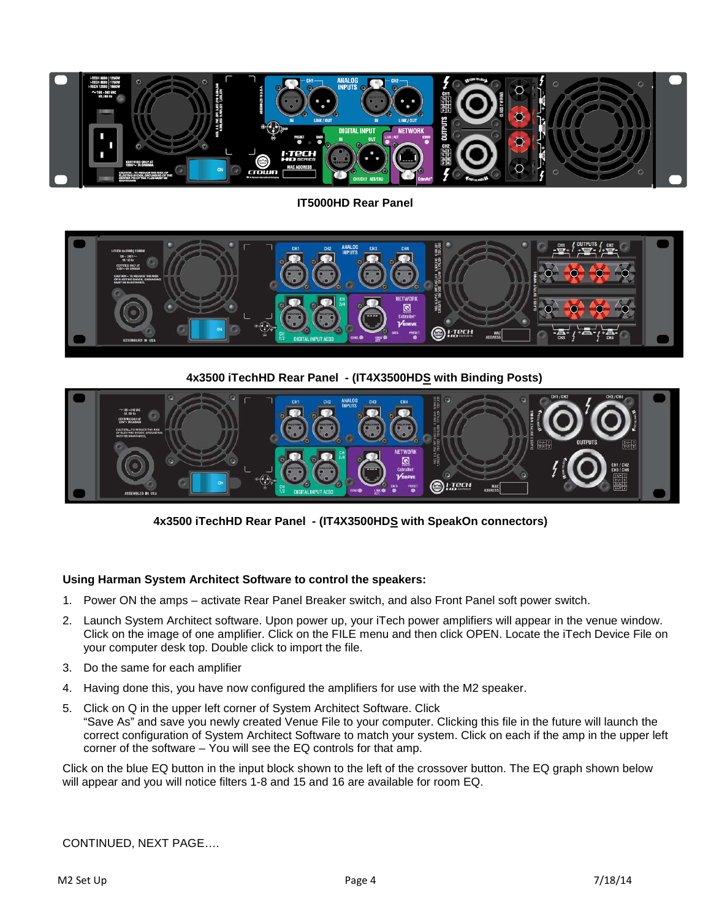IT5000HD Rear Panel

4x3500 iTechHD Rear Panel - (IT4X3500HDS with Binding Posts)

4x3500 iTechHD Rear Panel - (IT4X3500HDS with SpeakOn connectors)

**Using Harman System Architect Software to control the speakers:**

1. Power ON the amps – activate Rear Panel Breaker switch, and also Front Panel soft power switch.
2. Launch System Architect software. Upon power up, your iTech power amplifiers will appear in the venue window. Click on the image of one amplifier. Click on the FILE menu and then click OPEN. Locate the iTech Device File on your computer desk top. Double click to import the file.
3. Do the same for each amplifier
4. Having done this, you have now configured the amplifiers for use with the M2 speaker.
5. Click on Q in the upper left corner of System Architect Software. Click "Save As" and save you newly created Venue File to your computer. Clicking this file in the future will launch the correct configuration of System Architect Software to match your system. Click on each if the amp in the upper left corner of the software – You will see the EQ controls for that amp.

Click on the blue EQ button in the input block shown to the left of the crossover button. The EQ graph shown below will appear and you will notice filters 1-8 and 15 and 16 are available for room EQ.

CONTINUED, NEXT PAGE….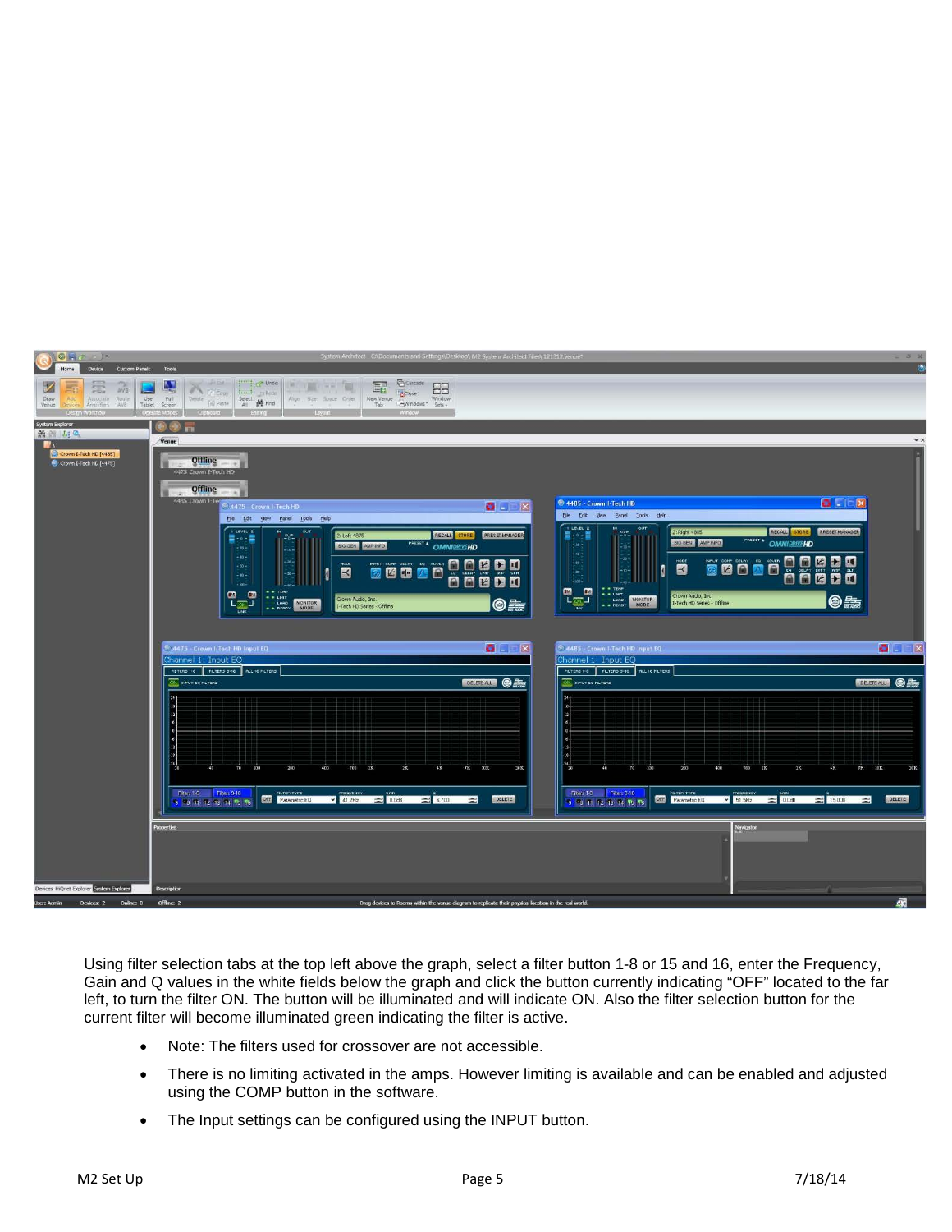Using filter selection tabs at the top left above the graph, select a filter button 1-8 or 15 and 16, enter the Frequency, Gain and Q values in the white fields below the graph and click the button currently indicating "OFF" located to the far left, to turn the filter ON. The button will be illuminated and will indicate ON. Also the filter selection button for the current filter will become illuminated green indicating the filter is active.

- Note: The filters used for crossover are not accessible.
- There is no limiting activated in the amps. However limiting is available and can be enabled and adjusted using the COMP button in the software.
- The Input settings can be configured using the INPUT button.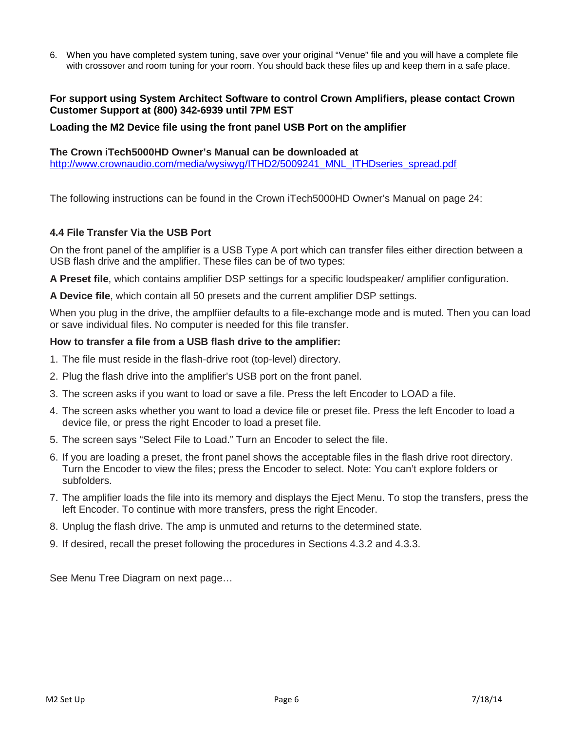6. When you have completed system tuning, save over your original "Venue" file and you will have a complete file with crossover and room tuning for your room. You should back these files up and keep them in a safe place.

**For support using System Architect Software to control Crown Amplifiers, please contact Crown Customer Support at (800) 342-6939 until 7PM EST**

**Loading the M2 Device file using the front panel USB Port on the amplifier**

**The Crown iTech5000HD Owner's Manual can be downloaded at**
http://www.crownaudio.com/media/wysiwyg/ITHD2/5009241_MNL_ITHDseries_spread.pdf

The following instructions can be found in the Crown iTech5000HD Owner's Manual on page 24:

**4.4 File Transfer Via the USB Port**

On the front panel of the amplifier is a USB Type A port which can transfer files either direction between a USB flash drive and the amplifier. These files can be of two types:

**A Preset file**, which contains amplifier DSP settings for a specific loudspeaker/ amplifier configuration.

**A Device file**, which contain all 50 presets and the current amplifier DSP settings.

When you plug in the drive, the amplfiier defaults to a file-exchange mode and is muted. Then you can load or save individual files. No computer is needed for this file transfer.

**How to transfer a file from a USB flash drive to the amplifier:**

1. The file must reside in the flash-drive root (top-level) directory.
2. Plug the flash drive into the amplifier's USB port on the front panel.
3. The screen asks if you want to load or save a file. Press the left Encoder to LOAD a file.
4. The screen asks whether you want to load a device file or preset file. Press the left Encoder to load a device file, or press the right Encoder to load a preset file.
5. The screen says "Select File to Load." Turn an Encoder to select the file.
6. If you are loading a preset, the front panel shows the acceptable files in the flash drive root directory. Turn the Encoder to view the files; press the Encoder to select. Note: You can't explore folders or subfolders.
7. The amplifier loads the file into its memory and displays the Eject Menu. To stop the transfers, press the left Encoder. To continue with more transfers, press the right Encoder.
8. Unplug the flash drive. The amp is unmuted and returns to the determined state.
9. If desired, recall the preset following the procedures in Sections 4.3.2 and 4.3.3.

See Menu Tree Diagram on next page…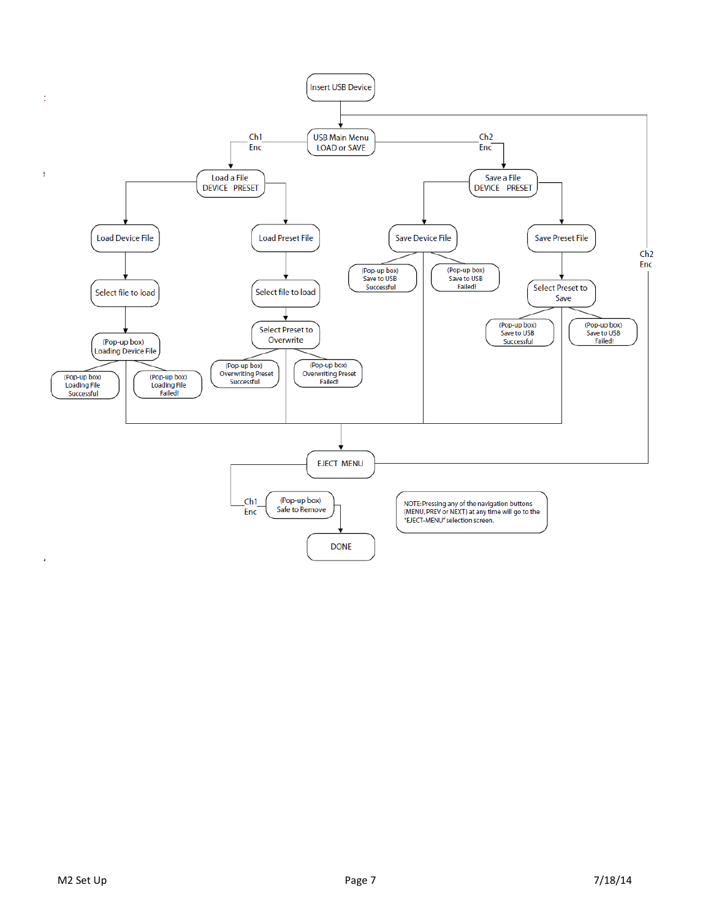Insert USB Device

USB Main Menu
LOAD or SAVE

Ch1
Enc

Ch2
Enc

Load a File
DEVICE PRESET

Save a File
DEVICE PRESET

Load Device File

Load Preset File

Save Device File

Save Preset File

Ch2
Enc

(Pop-up box)
Save to USB
Successful

(Pop-up box)
Save to USB
Failed!

Select file to load

Select file to load

Select Preset to
Save

Select Preset to
Overwrite

(Pop-up box)
Save to USB
Successful

(Pop-up box)
Save to USB
Failed!

(Pop-up box)
Loading Device File

(Pop-up box)
Overwriting Preset
Successful

(Pop-up box)
Overwriting Preset
Failed!

(Pop-up box)
Loading File
Successful

(Pop-up box)
Loading File
Failed!

EJECT MENU

Ch1
Enc

(Pop-up box)
Safe to Remove

NOTE: Pressing any of the navigation buttons (MENU, PREV or NEXT) at any time will go to the "EJECT-MENU" selection screen.

DONE